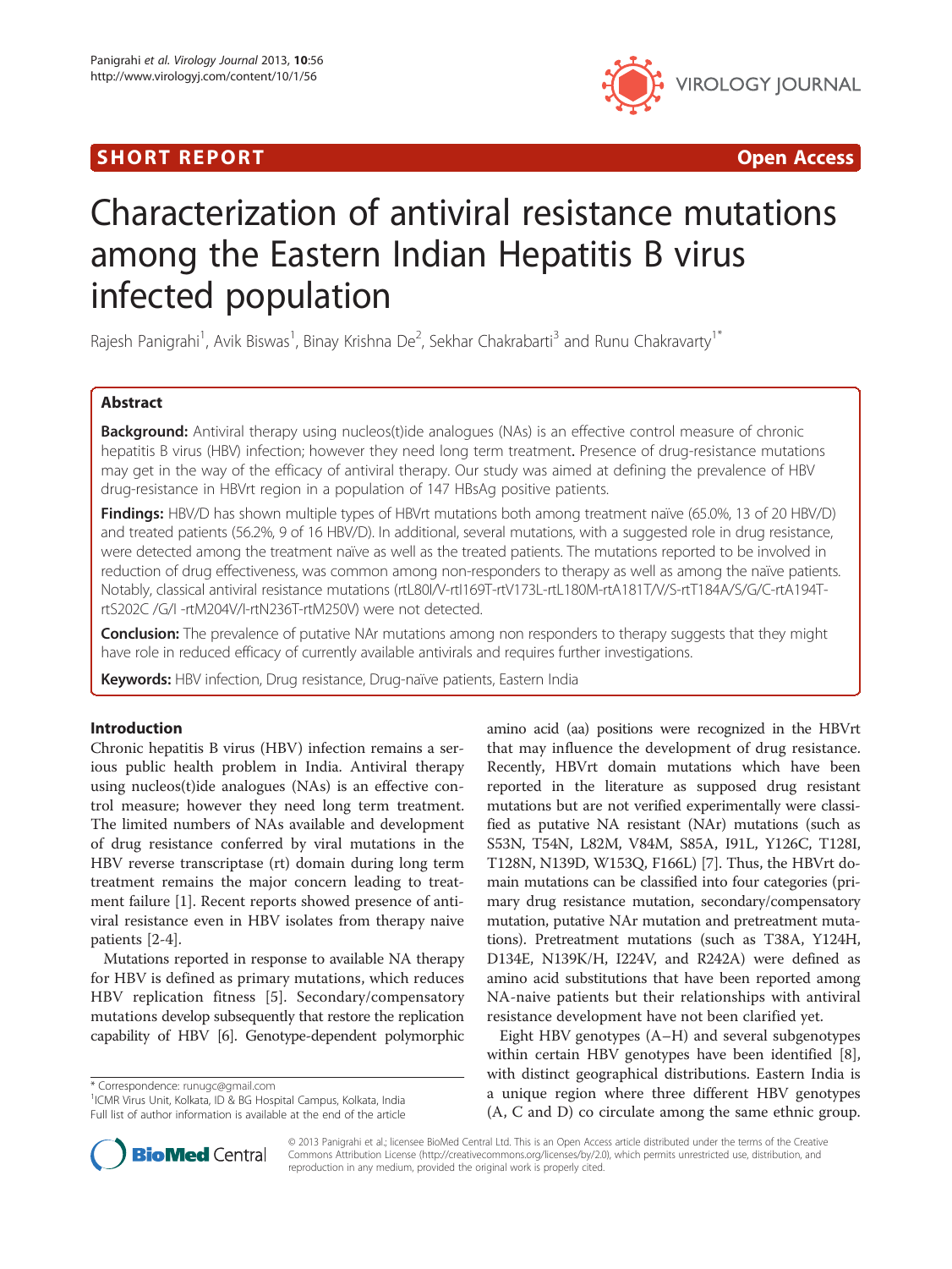SHORT REPORT Open Access

# Characterization of antiviral resistance mutations among the Eastern Indian Hepatitis B virus infected population

Rajesh Panigrahi[1], Avik Biswas[1], Binay Krishna De[2], Sekhar Chakrabarti[3] and Runu Chakravarty[1*]

## Abstract

**Background:** Antiviral therapy using nucleos(t)ide analogues (NAs) is an effective control measure of chronic hepatitis B virus (HBV) infection; however they need long term treatment. Presence of drug-resistance mutations may get in the way of the efficacy of antiviral therapy. Our study was aimed at defining the prevalence of HBV drug-resistance in HBVrt region in a population of 147 HBsAg positive patients.

**Findings:** HBV/D has shown multiple types of HBVrt mutations both among treatment naïve (65.0%, 13 of 20 HBV/D) and treated patients (56.2%, 9 of 16 HBV/D). In additional, several mutations, with a suggested role in drug resistance, were detected among the treatment naïve as well as the treated patients. The mutations reported to be involved in reduction of drug effectiveness, was common among non-responders to therapy as well as among the naïve patients. Notably, classical antiviral resistance mutations (rtL80I/V-rtI169T-rtV173L-rtL180M-rtA181T/V/S-rtT184A/S/G/C-rtA194T-rtS202C /G/I -rtM204V/I-rtN236T-rtM250V) were not detected.

**Conclusion:** The prevalence of putative NAr mutations among non responders to therapy suggests that they might have role in reduced efficacy of currently available antivirals and requires further investigations.

**Keywords:** HBV infection, Drug resistance, Drug-naïve patients, Eastern India

## Introduction

Chronic hepatitis B virus (HBV) infection remains a serious public health problem in India. Antiviral therapy using nucleos(t)ide analogues (NAs) is an effective control measure; however they need long term treatment. The limited numbers of NAs available and development of drug resistance conferred by viral mutations in the HBV reverse transcriptase (rt) domain during long term treatment remains the major concern leading to treatment failure [1]. Recent reports showed presence of antiviral resistance even in HBV isolates from therapy naive patients [2-4].

Mutations reported in response to available NA therapy for HBV is defined as primary mutations, which reduces HBV replication fitness [5]. Secondary/compensatory mutations develop subsequently that restore the replication capability of HBV [6]. Genotype-dependent polymorphic amino acid (aa) positions were recognized in the HBVrt that may influence the development of drug resistance. Recently, HBVrt domain mutations which have been reported in the literature as supposed drug resistant mutations but are not verified experimentally were classified as putative NA resistant (NAr) mutations (such as S53N, T54N, L82M, V84M, S85A, I91L, Y126C, T128I, T128N, N139D, W153Q, F166L) [7]. Thus, the HBVrt domain mutations can be classified into four categories (primary drug resistance mutation, secondary/compensatory mutation, putative NAr mutation and pretreatment mutations). Pretreatment mutations (such as T38A, Y124H, D134E, N139K/H, I224V, and R242A) were defined as amino acid substitutions that have been reported among NA-naive patients but their relationships with antiviral resistance development have not been clarified yet.

Eight HBV genotypes (A–H) and several subgenotypes within certain HBV genotypes have been identified [8], with distinct geographical distributions. Eastern India is a unique region where three different HBV genotypes (A, C and D) co circulate among the same ethnic group.

* Correspondence: runugc@gmail.com
[1]ICMR Virus Unit, Kolkata, ID & BG Hospital Campus, Kolkata, India
Full list of author information is available at the end of the article

© 2013 Panigrahi et al.; licensee BioMed Central Ltd. This is an Open Access article distributed under the terms of the Creative Commons Attribution License (http://creativecommons.org/licenses/by/2.0), which permits unrestricted use, distribution, and reproduction in any medium, provided the original work is properly cited.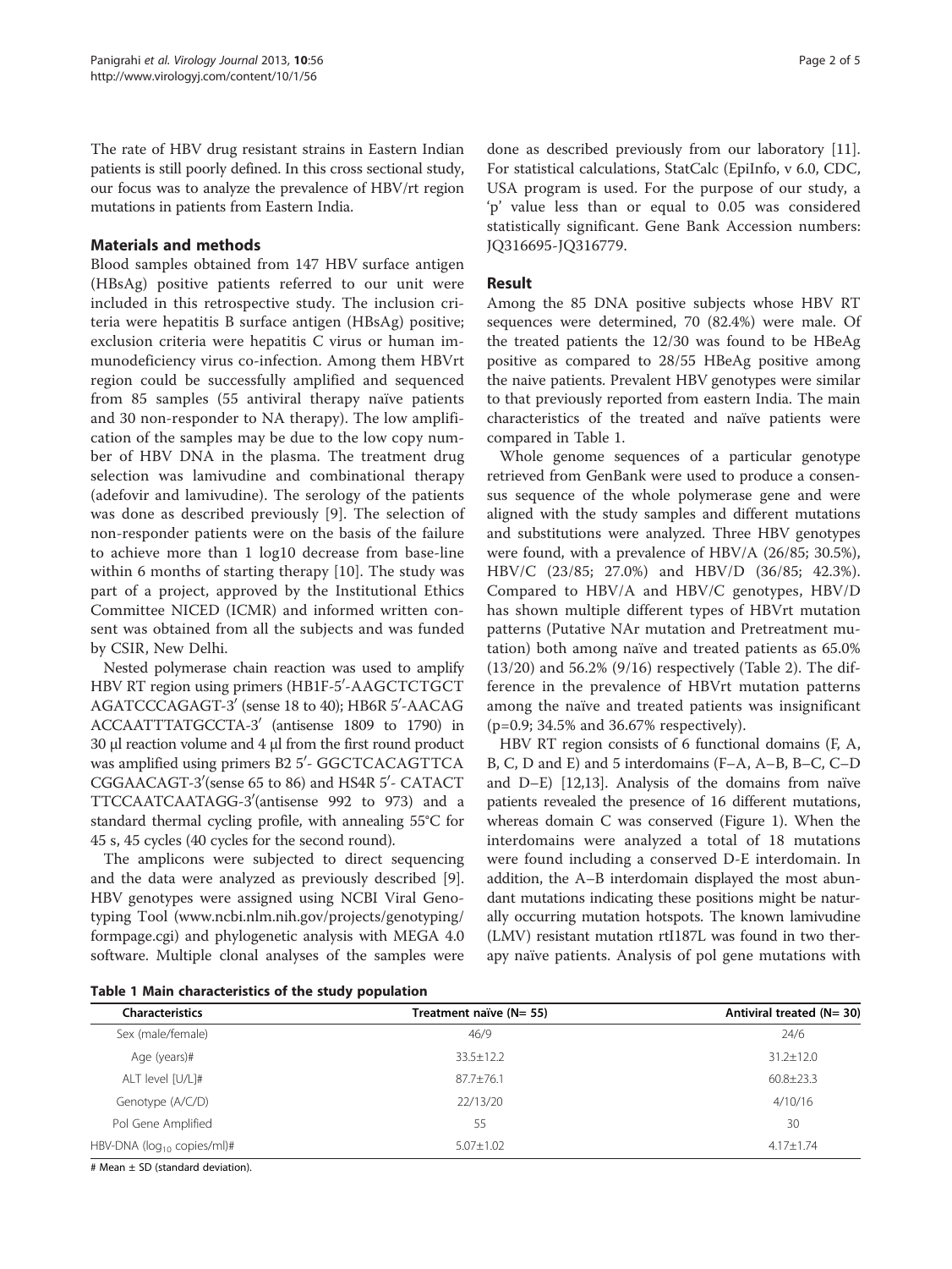The rate of HBV drug resistant strains in Eastern Indian patients is still poorly defined. In this cross sectional study, our focus was to analyze the prevalence of HBV/rt region mutations in patients from Eastern India.

## Materials and methods

Blood samples obtained from 147 HBV surface antigen (HBsAg) positive patients referred to our unit were included in this retrospective study. The inclusion criteria were hepatitis B surface antigen (HBsAg) positive; exclusion criteria were hepatitis C virus or human immunodeficiency virus co-infection. Among them HBVrt region could be successfully amplified and sequenced from 85 samples (55 antiviral therapy naïve patients and 30 non-responder to NA therapy). The low amplification of the samples may be due to the low copy number of HBV DNA in the plasma. The treatment drug selection was lamivudine and combinational therapy (adefovir and lamivudine). The serology of the patients was done as described previously [9]. The selection of non-responder patients were on the basis of the failure to achieve more than 1 log10 decrease from base-line within 6 months of starting therapy [10]. The study was part of a project, approved by the Institutional Ethics Committee NICED (ICMR) and informed written consent was obtained from all the subjects and was funded by CSIR, New Delhi.

Nested polymerase chain reaction was used to amplify HBV RT region using primers (HB1F-5′-AAGCTCTGCT AGATCCCAGAGT-3′ (sense 18 to 40); HB6R 5′-AACAG ACCAATTTATGCCTA-3′ (antisense 1809 to 1790) in 30 μl reaction volume and 4 μl from the first round product was amplified using primers B2 5′- GGCTCACAGTTCA CGGAACAGT-3′(sense 65 to 86) and HS4R 5′- CATACT TTCCAATCAATAGG-3′(antisense 992 to 973) and a standard thermal cycling profile, with annealing 55°C for 45 s, 45 cycles (40 cycles for the second round).

The amplicons were subjected to direct sequencing and the data were analyzed as previously described [9]. HBV genotypes were assigned using NCBI Viral Genotyping Tool (www.ncbi.nlm.nih.gov/projects/genotyping/formpage.cgi) and phylogenetic analysis with MEGA 4.0 software. Multiple clonal analyses of the samples were done as described previously from our laboratory [11]. For statistical calculations, StatCalc (EpiInfo, v 6.0, CDC, USA program is used. For the purpose of our study, a 'p' value less than or equal to 0.05 was considered statistically significant. Gene Bank Accession numbers: JQ316695-JQ316779.

## Result

Among the 85 DNA positive subjects whose HBV RT sequences were determined, 70 (82.4%) were male. Of the treated patients the 12/30 was found to be HBeAg positive as compared to 28/55 HBeAg positive among the naive patients. Prevalent HBV genotypes were similar to that previously reported from eastern India. The main characteristics of the treated and naïve patients were compared in Table 1.

Whole genome sequences of a particular genotype retrieved from GenBank were used to produce a consensus sequence of the whole polymerase gene and were aligned with the study samples and different mutations and substitutions were analyzed. Three HBV genotypes were found, with a prevalence of HBV/A (26/85; 30.5%), HBV/C (23/85; 27.0%) and HBV/D (36/85; 42.3%). Compared to HBV/A and HBV/C genotypes, HBV/D has shown multiple different types of HBVrt mutation patterns (Putative NAr mutation and Pretreatment mutation) both among naïve and treated patients as 65.0% (13/20) and 56.2% (9/16) respectively (Table 2). The difference in the prevalence of HBVrt mutation patterns among the naïve and treated patients was insignificant (p=0.9; 34.5% and 36.67% respectively).

HBV RT region consists of 6 functional domains (F, A, B, C, D and E) and 5 interdomains (F–A, A–B, B–C, C–D and D–E) [12,13]. Analysis of the domains from naïve patients revealed the presence of 16 different mutations, whereas domain C was conserved (Figure 1). When the interdomains were analyzed a total of 18 mutations were found including a conserved D-E interdomain. In addition, the A–B interdomain displayed the most abundant mutations indicating these positions might be naturally occurring mutation hotspots. The known lamivudine (LMV) resistant mutation rtI187L was found in two therapy naïve patients. Analysis of pol gene mutations with

**Table 1 Main characteristics of the study population**

| Characteristics | Treatment naïve (N= 55) | Antiviral treated (N= 30) |
|---|---|---|
| Sex (male/female) | 46/9 | 24/6 |
| Age (years)# | 33.5±12.2 | 31.2±12.0 |
| ALT level [U/L]# | 87.7±76.1 | 60.8±23.3 |
| Genotype (A/C/D) | 22/13/20 | 4/10/16 |
| Pol Gene Amplified | 55 | 30 |
| HBV-DNA ($\log_{10}$ copies/ml)# | 5.07±1.02 | 4.17±1.74 |

# Mean ± SD (standard deviation).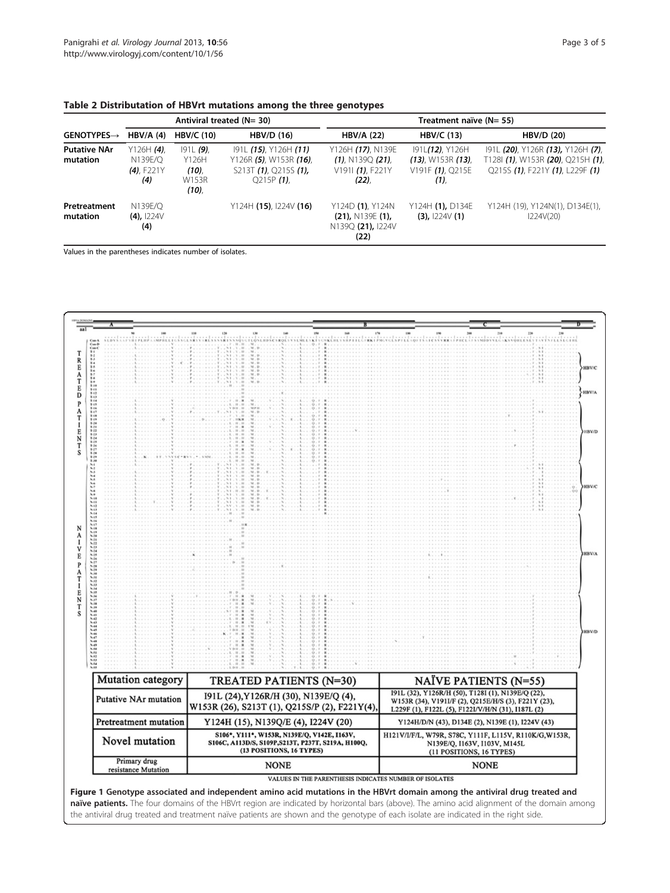**Table 2 Distributation of HBVrt mutations among the three genotypes**

| | Antiviral treated (N= 30) | | | Treatment naïve (N= 55) | | |
|---|---|---|---|---|---|---|
| **GENOTYPES→** | **HBV/A (4)** | **HBV/C (10)** | **HBV/D (16)** | **HBV/A (22)** | **HBV/C (13)** | **HBV/D (20)** |
| **Putative NAr mutation** | Y126H ***(4)***, N139E/Q ***(4)***, F221Y ***(4)*** | I91L ***(9)***, Y126H ***(10)***, W153R ***(10)***, | I91L ***(15)***, Y126H ***(11)*** Y126R ***(5)***, W153R ***(16)***, S213T ***(1)***, Q215S ***(1)***, Q215P ***(1)***, | Y126H ***(17)***, N139E ***(1)***, N139Q ***(21)***, V191I ***(1)***, F221Y ***(22)***, | I91L***(12)***, Y126H ***(13)***, W153R ***(13)***, V191F ***(1)***, Q215E ***(1)***, | I91L ***(20)***, Y126R ***(13)***, Y126H ***(7)***, T128I ***(1)***, W153R ***(20)***, Q215H ***(1)***, Q215S ***(1)***, F221Y ***(1)***, L229F ***(1)*** |
| **Pretreatment mutation** | N139E/Q **(4),** I224V **(4)** | | Y124H **(15)**, I224V **(16)** | Y124D **(1)**, Y124N **(21),** N139E **(1),** N139Q **(21),** I224V **(22)** | Y124H **(1),** D134E **(3),** I224V **(1)** | Y124H (19), Y124N(1), D134E(1), I224V(20) |

Values in the parentheses indicates number of isolates.

| Mutation category | TREATED PATIENTS (N=30) | NAÏVE PATIENTS (N=55) |
|---|---|---|
| Putative NAr mutation | I91L (24),Y126R/H (30), N139E/Q (4), W153R (26), S213T (1), Q215S/P (2), F221Y(4), | I91L (32), Y126R/H (50), T128I (1), N139E/Q (22), W153R (34), V191I/F (2), Q215E/H/S (3), F221Y (23), L229F (1), F122L (5), F122I/V/H/N (31), I187L (2) |
| Pretreatment mutation | Y124H (15), N139Q/E (4), I224V (20) | Y124H/D/N (43), D134E (2), N139E (1), I224V (43) |
| Novel mutation | S106*, Y111*, W153R, N139E/Q, V142E, I163V, S106C, A113D/S, S109P,S213T, P237T, S219A, H100Q, (13 POSITIONS, 16 TYPES) | H121V/I/F/L, W79R, S78C, Y111F, L115V, R110K/G,W153R, N139E/Q, I163V, I103V, M145L (11 POSITIONS, 16 TYPES) |
| Primary drug resistance Mutation | NONE | NONE |

VALUES IN THE PARENTHESIS INDICATES NUMBER OF ISOLATES

**Figure 1 Genotype associated and independent amino acid mutations in the HBVrt domain among the antiviral drug treated and naïve patients.** The four domains of the HBVrt region are indicated by horizontal bars (above). The amino acid alignment of the domain among the antiviral drug treated and treatment naïve patients are shown and the genotype of each isolate are indicated in the right side.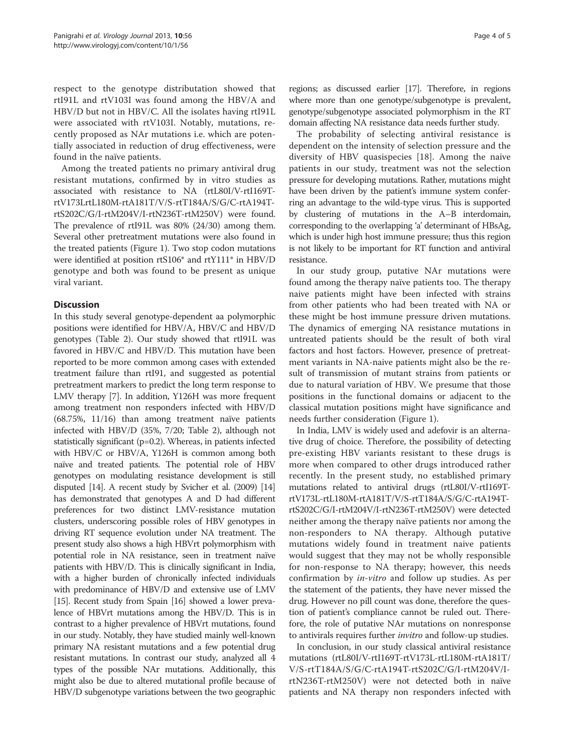respect to the genotype distributation showed that rtI91L and rtV103I was found among the HBV/A and HBV/D but not in HBV/C. All the isolates having rtI91L were associated with rtV103I. Notably, mutations, recently proposed as NAr mutations i.e. which are potentially associated in reduction of drug effectiveness, were found in the naïve patients.

Among the treated patients no primary antiviral drug resistant mutations, confirmed by in vitro studies as associated with resistance to NA (rtL80I/V-rtI169T-rtV173LrtL180M-rtA181T/V/S-rtT184A/S/G/C-rtA194T-rtS202C/G/I-rtM204V/I-rtN236T-rtM250V) were found. The prevalence of rtI91L was 80% (24/30) among them. Several other pretreatment mutations were also found in the treated patients (Figure 1). Two stop codon mutations were identified at position rtS106* and rtY111* in HBV/D genotype and both was found to be present as unique viral variant.

## Discussion

In this study several genotype-dependent aa polymorphic positions were identified for HBV/A, HBV/C and HBV/D genotypes (Table 2). Our study showed that rtI91L was favored in HBV/C and HBV/D. This mutation have been reported to be more common among cases with extended treatment failure than rtI91, and suggested as potential pretreatment markers to predict the long term response to LMV therapy [7]. In addition, Y126H was more frequent among treatment non responders infected with HBV/D (68.75%, 11/16) than among treatment naïve patients infected with HBV/D (35%, 7/20; Table 2), although not statistically significant (p=0.2). Whereas, in patients infected with HBV/C or HBV/A, Y126H is common among both naïve and treated patients. The potential role of HBV genotypes on modulating resistance development is still disputed [14]. A recent study by Svicher et al. (2009) [14] has demonstrated that genotypes A and D had different preferences for two distinct LMV-resistance mutation clusters, underscoring possible roles of HBV genotypes in driving RT sequence evolution under NA treatment. The present study also shows a high HBVrt polymorphism with potential role in NA resistance, seen in treatment naïve patients with HBV/D. This is clinically significant in India, with a higher burden of chronically infected individuals with predominance of HBV/D and extensive use of LMV [15]. Recent study from Spain [16] showed a lower prevalence of HBVrt mutations among the HBV/D. This is in contrast to a higher prevalence of HBVrt mutations, found in our study. Notably, they have studied mainly well-known primary NA resistant mutations and a few potential drug resistant mutations. In contrast our study, analyzed all 4 types of the possible NAr mutations. Additionally, this might also be due to altered mutational profile because of HBV/D subgenotype variations between the two geographic regions; as discussed earlier [17]. Therefore, in regions where more than one genotype/subgenotype is prevalent, genotype/subgenotype associated polymorphism in the RT domain affecting NA resistance data needs further study.

The probability of selecting antiviral resistance is dependent on the intensity of selection pressure and the diversity of HBV quasispecies [18]. Among the naive patients in our study, treatment was not the selection pressure for developing mutations. Rather, mutations might have been driven by the patient's immune system conferring an advantage to the wild-type virus. This is supported by clustering of mutations in the A–B interdomain, corresponding to the overlapping 'a' determinant of HBsAg, which is under high host immune pressure; thus this region is not likely to be important for RT function and antiviral resistance.

In our study group, putative NAr mutations were found among the therapy naïve patients too. The therapy naive patients might have been infected with strains from other patients who had been treated with NA or these might be host immune pressure driven mutations. The dynamics of emerging NA resistance mutations in untreated patients should be the result of both viral factors and host factors. However, presence of pretreatment variants in NA-naive patients might also be the result of transmission of mutant strains from patients or due to natural variation of HBV. We presume that those positions in the functional domains or adjacent to the classical mutation positions might have significance and needs further consideration (Figure 1).

In India, LMV is widely used and adefovir is an alternative drug of choice. Therefore, the possibility of detecting pre-existing HBV variants resistant to these drugs is more when compared to other drugs introduced rather recently. In the present study, no established primary mutations related to antiviral drugs (rtL80I/V-rtI169T-rtV173L-rtL180M-rtA181T/V/S-rtT184A/S/G/C-rtA194T-rtS202C/G/I-rtM204V/I-rtN236T-rtM250V) were detected neither among the therapy naïve patients nor among the non-responders to NA therapy. Although putative mutations widely found in treatment naive patients would suggest that they may not be wholly responsible for non-response to NA therapy; however, this needs confirmation by *in-vitro* and follow up studies. As per the statement of the patients, they have never missed the drug. However no pill count was done, therefore the question of patient's compliance cannot be ruled out. Therefore, the role of putative NAr mutations on nonresponse to antivirals requires further *invitro* and follow-up studies.

In conclusion, in our study classical antiviral resistance mutations (rtL80I/V-rtI169T-rtV173L-rtL180M-rtA181T/V/S-rtT184A/S/G/C-rtA194T-rtS202C/G/I-rtM204V/I-rtN236T-rtM250V) were not detected both in naïve patients and NA therapy non responders infected with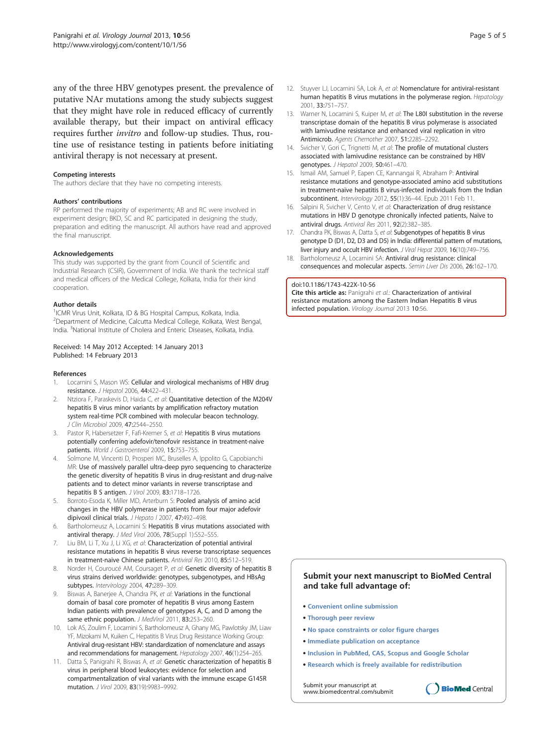any of the three HBV genotypes present. the prevalence of putative NAr mutations among the study subjects suggest that they might have role in reduced efficacy of currently available therapy, but their impact on antiviral efficacy requires further *invitro* and follow-up studies. Thus, routine use of resistance testing in patients before initiating antiviral therapy is not necessary at present.

#### Competing interests

The authors declare that they have no competing interests.

#### Authors' contributions

RP performed the majority of experiments; AB and RC were involved in experiment design; BKD, SC and RC participated in designing the study, preparation and editing the manuscript. All authors have read and approved the final manuscript.

#### Acknowledgements

This study was supported by the grant from Council of Scientific and Industrial Research (CSIR), Government of India. We thank the technical staff and medical officers of the Medical College, Kolkata, India for their kind cooperation.

#### Author details

[1]ICMR Virus Unit, Kolkata, ID & BG Hospital Campus, Kolkata, India. [2]Department of Medicine, Calcutta Medical College, Kolkata, West Bengal, India. [3]National Institute of Cholera and Enteric Diseases, Kolkata, India.

Received: 14 May 2012 Accepted: 14 January 2013
Published: 14 February 2013

#### References

1. Locarnini S, Mason WS: **Cellular and virological mechanisms of HBV drug resistance.** *J Hepatol* 2006, **44:**422–431.
2. Ntziora F, Paraskevis D, Haida C, *et al*: **Quantitative detection of the M204V hepatitis B virus minor variants by amplification refractory mutation system real-time PCR combined with molecular beacon technology.** *J Clin Microbiol* 2009, **47:**2544–2550.
3. Pastor R, Habersetzer F, Fafi-Kremer S, *et al*: **Hepatitis B virus mutations potentially conferring adefovir/tenofovir resistance in treatment-naive patients.** *World J Gastroenterol* 2009, **15:**753–755.
4. Solmone M, Vincenti D, Prosperi MC, Bruselles A, Ippolito G, Capobianchi MR: **Use of massively parallel ultra-deep pyro sequencing to characterize the genetic diversity of hepatitis B virus in drug-resistant and drug-naïve patients and to detect minor variants in reverse transcriptase and hepatitis B S antigen.** *J Virol* 2009, **83:**1718–1726.
5. Borroto-Esoda K, Miller MD, Arterburn S: **Pooled analysis of amino acid changes in the HBV polymerase in patients from four major adefovir dipivoxil clinical trials.** *J Hepato l* 2007, **47:**492–498.
6. Bartholomeusz A, Locarnini S: **Hepatitis B virus mutations associated with antiviral therapy.** *J Med Virol* 2006, **78**(Suppl 1):S52–S55.
7. Liu BM, Li T, Xu J, Li XG, *et al*: **Characterization of potential antiviral resistance mutations in hepatitis B virus reverse transcriptase sequences in treatment-naive Chinese patients.** *Antiviral Res* 2010, **85:**512–519.
8. Norder H, Courouc​é AM, Coursaget P, *et al*: **Genetic diversity of hepatitis B virus strains derived worldwide: genotypes, subgenotypes, and HBsAg subtypes.** *Intervirology* 2004, **47:**289–309.
9. Biswas A, Banerjee A, Chandra PK, *et al*: **Variations in the functional domain of basal core promoter of hepatitis B virus among Eastern Indian patients with prevalence of genotypes A, C, and D among the same ethnic population.** *J MedVirol* 2011, **83:**253–260.
10. Lok AS, Zoulim F, Locarnini S, Bartholomeusz A, Ghany MG, Pawlotsky JM, Liaw YF, Mizokami M, Kuiken C, Hepatitis B Virus Drug Resistance Working Group: **Antiviral drug-resistant HBV: standardization of nomenclature and assays and recommendations for management.** *Hepatology* 2007, **46**(1):254–265.
11. Datta S, Panigrahi R, Biswas A, *et al*: **Genetic characterization of hepatitis B virus in peripheral blood leukocytes: evidence for selection and compartmentalization of viral variants with the immune escape G145R mutation.** *J Virol* 2009, **83**(19):9983–9992.
12. Stuyver LJ, Locarnini SA, Lok A, *et al*: **Nomenclature for antiviral-resistant human hepatitis B virus mutations in the polymerase region.** *Hepatology* 2001, **33:**751–757.
13. Warner N, Locarnini S, Kuiper M, *et al*: **The L80I substitution in the reverse transcriptase domain of the hepatitis B virus polymerase is associated with lamivudine resistance and enhanced viral replication in vitro Antimicrob.** *Agents Chemother* 2007, **51:**2285–2292.
14. Svicher V, Gori C, Trignetti M, *et al*: **The profile of mutational clusters associated with lamivudine resistance can be constrained by HBV genotypes.** *J Hepatol* 2009, **50:**461–470.
15. Ismail AM, Samuel P, Eapen CE, Kannangai R, Abraham P: **Antiviral resistance mutations and genotype-associated amino acid substitutions in treatment-naïve hepatitis B virus-infected individuals from the Indian subcontinent.** *Intervirology* 2012, **55**(1):36–44. Epub 2011 Feb 11.
16. Salpini R, Svicher V, Cento V, *et al*: **Characterization of drug resistance mutations in HBV D genotype chronically infected patients, Naïve to antiviral drugs.** *Antiviral Res* 2011, **92**(2):382–385.
17. Chandra PK, Biswas A, Datta S, *et al*: **Subgenotypes of hepatitis B virus genotype D (D1, D2, D3 and D5) in India: differential pattern of mutations, liver injury and occult HBV infection.** *J Viral Hepat* 2009, **16**(10):749–756.
18. Bartholomeusz A, Locarnini SA: **Antiviral drug resistance: clinical consequences and molecular aspects.** *Semin Liver Dis* 2006, **26:**162–170.

doi:10.1186/1743-422X-10-56
**Cite this article as:** Panigrahi *et al.*: Characterization of antiviral resistance mutations among the Eastern Indian Hepatitis B virus infected population. *Virology Journal* 2013 **10**:56.